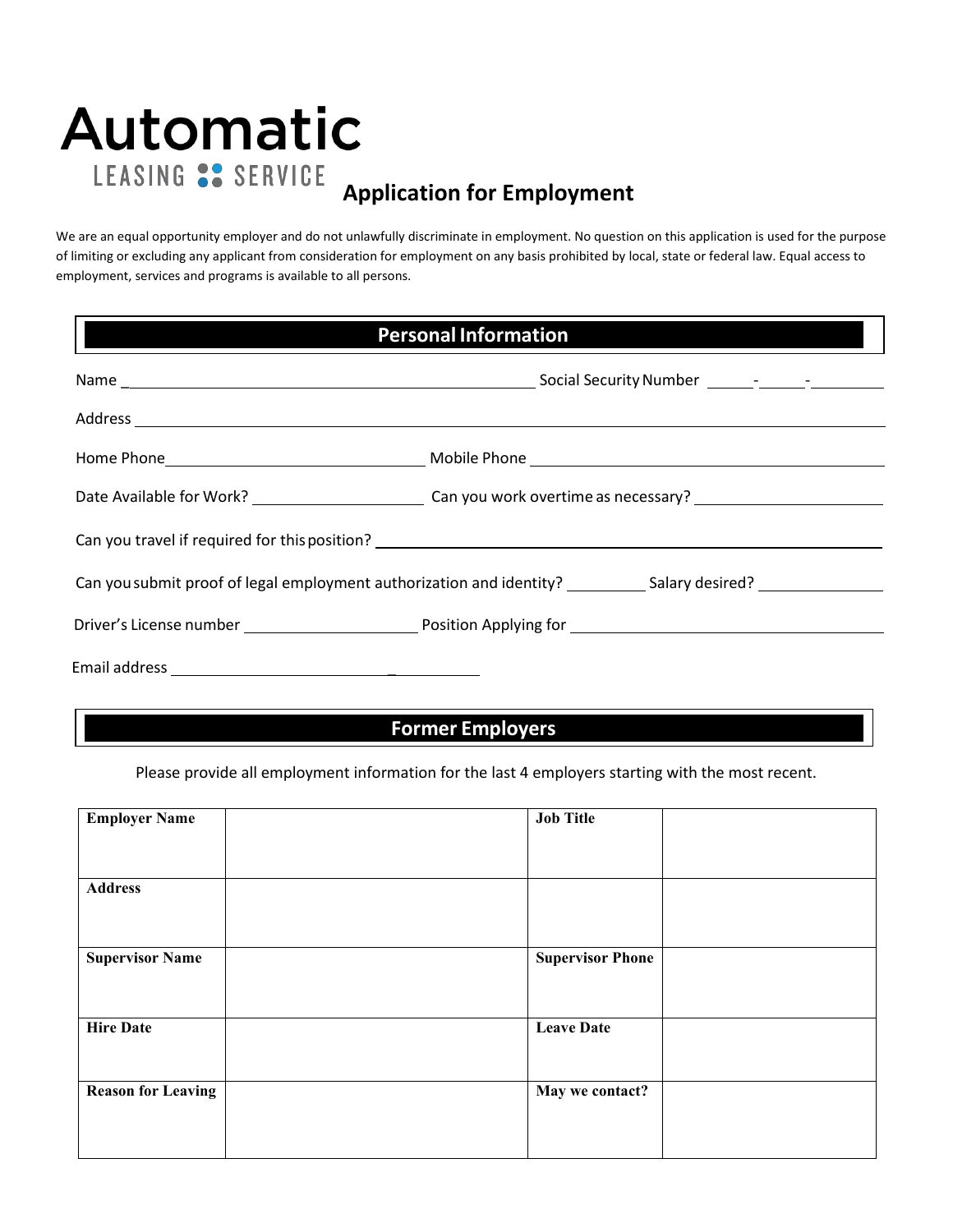# Automatic
LEASING SERVICE

## Application for Employment

We are an equal opportunity employer and do not unlawfully discriminate in employment. No question on this application is used for the purpose of limiting or excluding any applicant from consideration for employment on any basis prohibited by local, state or federal law. Equal access to employment, services and programs is available to all persons.

## Personal Information

Name ______________________________ Social Security Number _____-_____-_____

Address ______________________________

Home Phone ______________________________ Mobile Phone ______________________________

Date Available for Work? ______________________________ Can you work overtime as necessary? ______________________________

Can you travel if required for this position? ______________________________

Can you submit proof of legal employment authorization and identity? __________ Salary desired? __________

Driver's License number ______________________________ Position Applying for ______________________________

Email address ______________________________

## Former Employers

Please provide all employment information for the last 4 employers starting with the most recent.

| **Employer Name** | | **Job Title** | |
|---|---|---|---|
| **Address** | | | |
| **Supervisor Name** | | **Supervisor Phone** | |
| **Hire Date** | | **Leave Date** | |
| **Reason for Leaving** | | **May we contact?** | |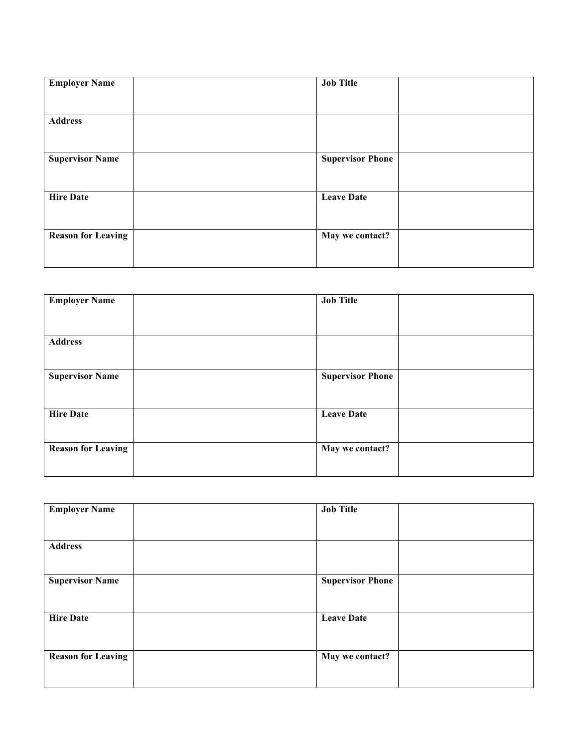| **Employer Name** | | **Job Title** | |
|---|---|---|---|
| **Address** | | | |
| **Supervisor Name** | | **Supervisor Phone** | |
| **Hire Date** | | **Leave Date** | |
| **Reason for Leaving** | | **May we contact?** | |

| **Employer Name** | | **Job Title** | |
|---|---|---|---|
| **Address** | | | |
| **Supervisor Name** | | **Supervisor Phone** | |
| **Hire Date** | | **Leave Date** | |
| **Reason for Leaving** | | **May we contact?** | |

| **Employer Name** | | **Job Title** | |
|---|---|---|---|
| **Address** | | | |
| **Supervisor Name** | | **Supervisor Phone** | |
| **Hire Date** | | **Leave Date** | |
| **Reason for Leaving** | | **May we contact?** | |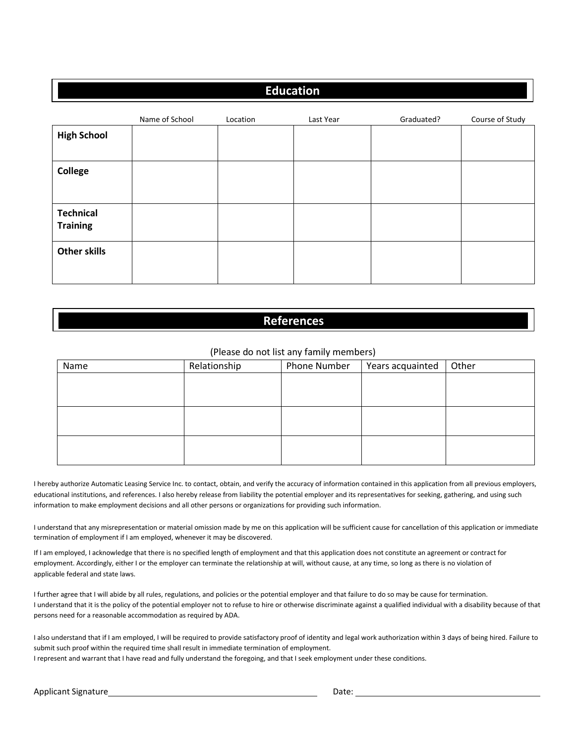## Education

| | Name of School | Location | Last Year | Graduated? | Course of Study |
|---|---|---|---|---|---|
| **High School** | | | | | |
| **College** | | | | | |
| **Technical Training** | | | | | |
| **Other skills** | | | | | |

## References

(Please do not list any family members)

| Name | Relationship | Phone Number | Years acquainted | Other |
|---|---|---|---|---|
| | | | | |
| | | | | |
| | | | | |

I hereby authorize Automatic Leasing Service Inc. to contact, obtain, and verify the accuracy of information contained in this application from all previous employers, educational institutions, and references. I also hereby release from liability the potential employer and its representatives for seeking, gathering, and using such information to make employment decisions and all other persons or organizations for providing such information.

I understand that any misrepresentation or material omission made by me on this application will be sufficient cause for cancellation of this application or immediate termination of employment if I am employed, whenever it may be discovered.

If I am employed, I acknowledge that there is no specified length of employment and that this application does not constitute an agreement or contract for employment. Accordingly, either I or the employer can terminate the relationship at will, without cause, at any time, so long as there is no violation of applicable federal and state laws.

I further agree that I will abide by all rules, regulations, and policies or the potential employer and that failure to do so may be cause for termination.
I understand that it is the policy of the potential employer not to refuse to hire or otherwise discriminate against a qualified individual with a disability because of that persons need for a reasonable accommodation as required by ADA.

I also understand that if I am employed, I will be required to provide satisfactory proof of identity and legal work authorization within 3 days of being hired. Failure to submit such proof within the required time shall result in immediate termination of employment.
I represent and warrant that I have read and fully understand the foregoing, and that I seek employment under these conditions.

Applicant Signature\_\_\_\_\_\_\_\_\_\_\_\_\_\_\_\_\_\_\_\_\_\_\_\_\_\_\_\_\_\_\_\_\_\_\_\_ Date: \_\_\_\_\_\_\_\_\_\_\_\_\_\_\_\_\_\_\_\_\_\_\_\_\_\_\_\_\_\_